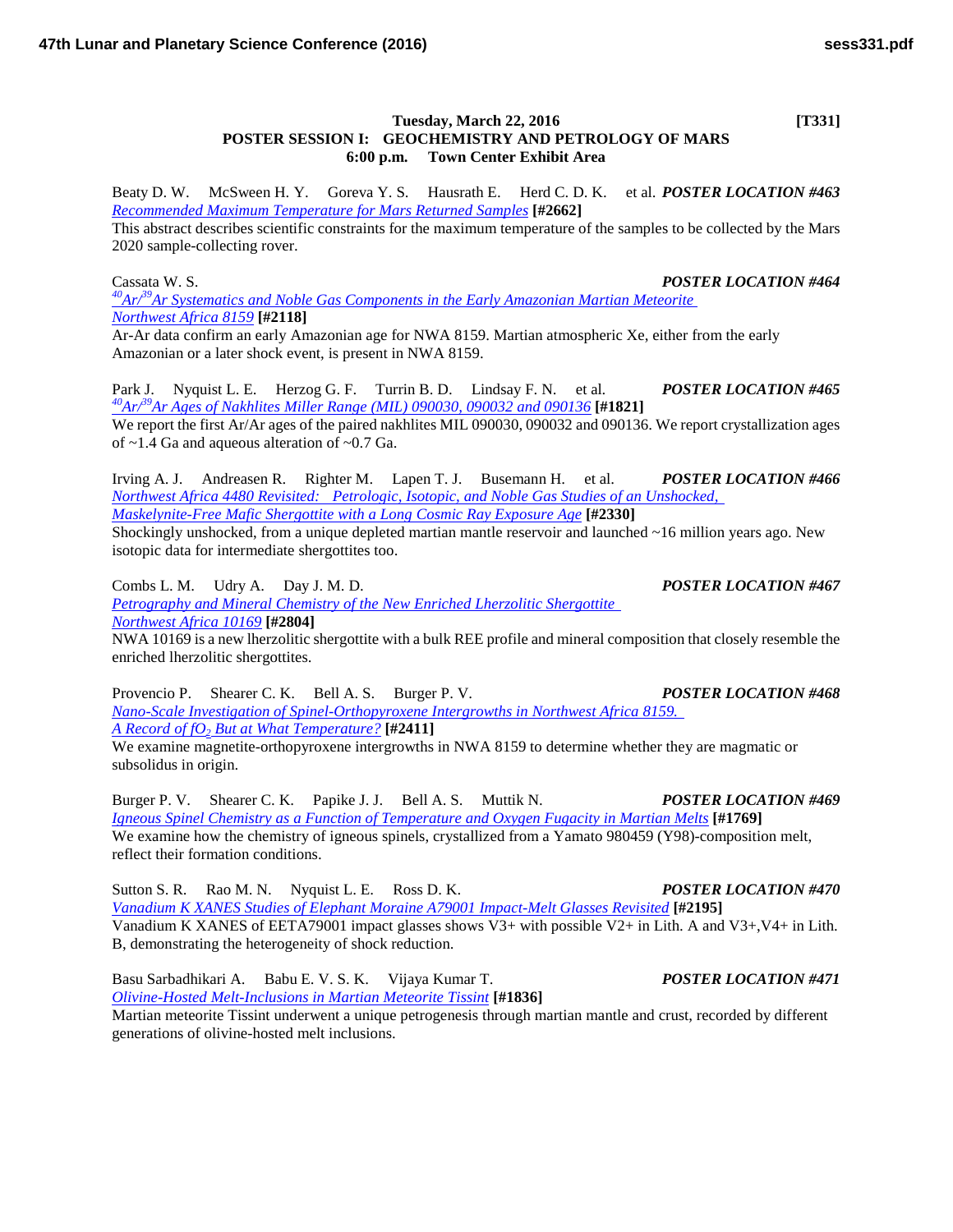**Tuesday, March 22, 2016 [T331]**

## POSTER SESSION I: GEOCHEMISTRY AND PETROLOGY OF MARS

**6:00 p.m. Town Center Exhibit Area**

Beaty D. W. McSween H. Y. Goreva Y. S. Hausrath E. Herd C. D. K. et al. ***POSTER LOCATION #463***
*Recommended Maximum Temperature for Mars Returned Samples* **[#2662]**
This abstract describes scientific constraints for the maximum temperature of the samples to be collected by the Mars 2020 sample-collecting rover.

Cassata W. S. ***POSTER LOCATION #464***
*$^{40}Ar/^{39}Ar$ Systematics and Noble Gas Components in the Early Amazonian Martian Meteorite Northwest Africa 8159* **[#2118]**
Ar-Ar data confirm an early Amazonian age for NWA 8159. Martian atmospheric Xe, either from the early Amazonian or a later shock event, is present in NWA 8159.

Park J. Nyquist L. E. Herzog G. F. Turrin B. D. Lindsay F. N. et al. ***POSTER LOCATION #465***
*$^{40}Ar/^{39}Ar$ Ages of Nakhlites Miller Range (MIL) 090030, 090032 and 090136* **[#1821]**
We report the first Ar/Ar ages of the paired nakhlites MIL 090030, 090032 and 090136. We report crystallization ages of ~1.4 Ga and aqueous alteration of ~0.7 Ga.

Irving A. J. Andreasen R. Righter M. Lapen T. J. Busemann H. et al. ***POSTER LOCATION #466***
*Northwest Africa 4480 Revisited: Petrologic, Isotopic, and Noble Gas Studies of an Unshocked, Maskelynite-Free Mafic Shergottite with a Long Cosmic Ray Exposure Age* **[#2330]**
Shockingly unshocked, from a unique depleted martian mantle reservoir and launched ~16 million years ago. New isotopic data for intermediate shergottites too.

Combs L. M. Udry A. Day J. M. D. ***POSTER LOCATION #467***
*Petrography and Mineral Chemistry of the New Enriched Lherzolitic Shergottite Northwest Africa 10169* **[#2804]**
NWA 10169 is a new lherzolitic shergottite with a bulk REE profile and mineral composition that closely resemble the enriched lherzolitic shergottites.

Provencio P. Shearer C. K. Bell A. S. Burger P. V. ***POSTER LOCATION #468***
*Nano-Scale Investigation of Spinel-Orthopyroxene Intergrowths in Northwest Africa 8159. A Record of $fO_2$ But at What Temperature?* **[#2411]**
We examine magnetite-orthopyroxene intergrowths in NWA 8159 to determine whether they are magmatic or subsolidus in origin.

Burger P. V. Shearer C. K. Papike J. J. Bell A. S. Muttik N. ***POSTER LOCATION #469***
*Igneous Spinel Chemistry as a Function of Temperature and Oxygen Fugacity in Martian Melts* **[#1769]**
We examine how the chemistry of igneous spinels, crystallized from a Yamato 980459 (Y98)-composition melt, reflect their formation conditions.

Sutton S. R. Rao M. N. Nyquist L. E. Ross D. K. ***POSTER LOCATION #470***
*Vanadium K XANES Studies of Elephant Moraine A79001 Impact-Melt Glasses Revisited* **[#2195]**
Vanadium K XANES of EETA79001 impact glasses shows V3+ with possible V2+ in Lith. A and V3+,V4+ in Lith. B, demonstrating the heterogeneity of shock reduction.

Basu Sarbadhikari A. Babu E. V. S. K. Vijaya Kumar T. ***POSTER LOCATION #471***
*Olivine-Hosted Melt-Inclusions in Martian Meteorite Tissint* **[#1836]**
Martian meteorite Tissint underwent a unique petrogenesis through martian mantle and crust, recorded by different generations of olivine-hosted melt inclusions.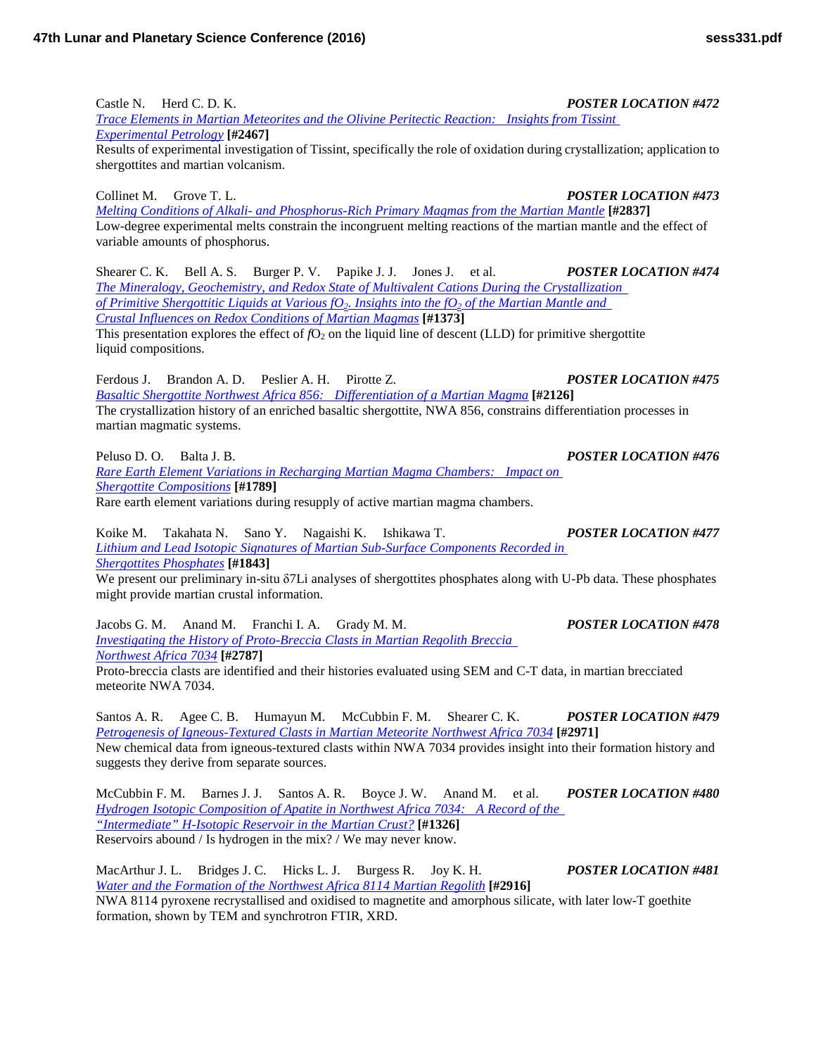Castle N. Herd C. D. K. ***POSTER LOCATION #472***

*Trace Elements in Martian Meteorites and the Olivine Peritectic Reaction: Insights from Tissint Experimental Petrology* **[#2467]**

Results of experimental investigation of Tissint, specifically the role of oxidation during crystallization; application to shergottites and martian volcanism.

Collinet M. Grove T. L. ***POSTER LOCATION #473***

*Melting Conditions of Alkali- and Phosphorus-Rich Primary Magmas from the Martian Mantle* **[#2837]**

Low-degree experimental melts constrain the incongruent melting reactions of the martian mantle and the effect of variable amounts of phosphorus.

Shearer C. K. Bell A. S. Burger P. V. Papike J. J. Jones J. et al. ***POSTER LOCATION #474***

*The Mineralogy, Geochemistry, and Redox State of Multivalent Cations During the Crystallization of Primitive Shergottitic Liquids at Various $fO_2$. Insights into the $fO_2$ of the Martian Mantle and Crustal Influences on Redox Conditions of Martian Magmas* **[#1373]**

This presentation explores the effect of $fO_2$ on the liquid line of descent (LLD) for primitive shergottite liquid compositions.

Ferdous J. Brandon A. D. Peslier A. H. Pirotte Z. ***POSTER LOCATION #475***

*Basaltic Shergottite Northwest Africa 856: Differentiation of a Martian Magma* **[#2126]**

The crystallization history of an enriched basaltic shergottite, NWA 856, constrains differentiation processes in martian magmatic systems.

Peluso D. O. Balta J. B. ***POSTER LOCATION #476***

*Rare Earth Element Variations in Recharging Martian Magma Chambers: Impact on Shergottite Compositions* **[#1789]**

Rare earth element variations during resupply of active martian magma chambers.

Koike M. Takahata N. Sano Y. Nagaishi K. Ishikawa T. ***POSTER LOCATION #477***

*Lithium and Lead Isotopic Signatures of Martian Sub-Surface Components Recorded in Shergottites Phosphates* **[#1843]**

We present our preliminary in-situ δ7Li analyses of shergottites phosphates along with U-Pb data. These phosphates might provide martian crustal information.

Jacobs G. M. Anand M. Franchi I. A. Grady M. M. ***POSTER LOCATION #478***

*Investigating the History of Proto-Breccia Clasts in Martian Regolith Breccia Northwest Africa 7034* **[#2787]**

Proto-breccia clasts are identified and their histories evaluated using SEM and C-T data, in martian brecciated meteorite NWA 7034.

Santos A. R. Agee C. B. Humayun M. McCubbin F. M. Shearer C. K. ***POSTER LOCATION #479***

*Petrogenesis of Igneous-Textured Clasts in Martian Meteorite Northwest Africa 7034* **[#2971]**

New chemical data from igneous-textured clasts within NWA 7034 provides insight into their formation history and suggests they derive from separate sources.

McCubbin F. M. Barnes J. J. Santos A. R. Boyce J. W. Anand M. et al. ***POSTER LOCATION #480***

*Hydrogen Isotopic Composition of Apatite in Northwest Africa 7034: A Record of the "Intermediate" H-Isotopic Reservoir in the Martian Crust?* **[#1326]**

Reservoirs abound / Is hydrogen in the mix? / We may never know.

MacArthur J. L. Bridges J. C. Hicks L. J. Burgess R. Joy K. H. ***POSTER LOCATION #481***

*Water and the Formation of the Northwest Africa 8114 Martian Regolith* **[#2916]**

NWA 8114 pyroxene recrystallised and oxidised to magnetite and amorphous silicate, with later low-T goethite formation, shown by TEM and synchrotron FTIR, XRD.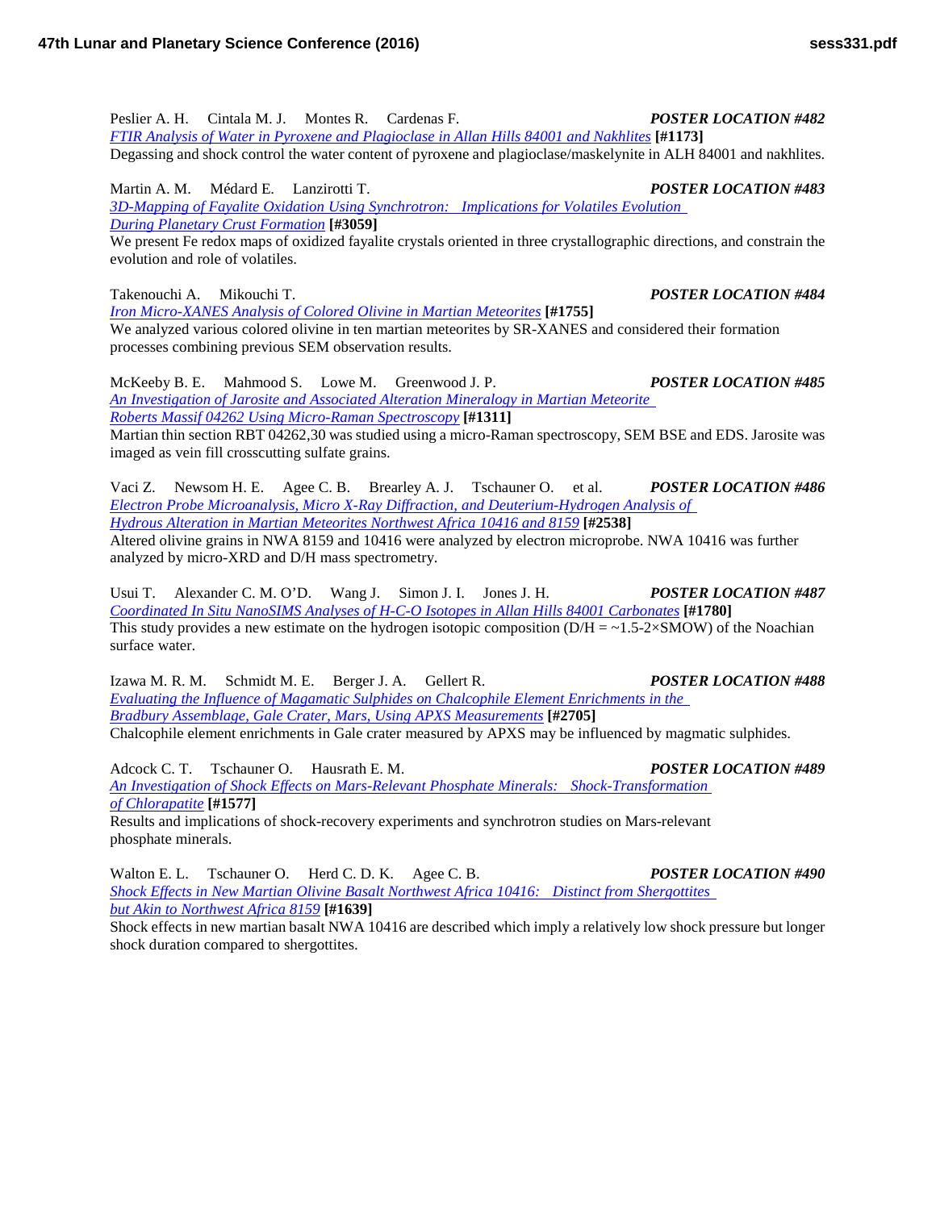Peslier A. H. Cintala M. J. Montes R. Cardenas F. ***POSTER LOCATION #482***
*FTIR Analysis of Water in Pyroxene and Plagioclase in Allan Hills 84001 and Nakhlites* **[#1173]**
Degassing and shock control the water content of pyroxene and plagioclase/maskelynite in ALH 84001 and nakhlites.

Martin A. M. Médard E. Lanzirotti T. ***POSTER LOCATION #483***
*3D-Mapping of Fayalite Oxidation Using Synchrotron: Implications for Volatiles Evolution During Planetary Crust Formation* **[#3059]**
We present Fe redox maps of oxidized fayalite crystals oriented in three crystallographic directions, and constrain the evolution and role of volatiles.

Takenouchi A. Mikouchi T. ***POSTER LOCATION #484***
*Iron Micro-XANES Analysis of Colored Olivine in Martian Meteorites* **[#1755]**
We analyzed various colored olivine in ten martian meteorites by SR-XANES and considered their formation processes combining previous SEM observation results.

McKeeby B. E. Mahmood S. Lowe M. Greenwood J. P. ***POSTER LOCATION #485***
*An Investigation of Jarosite and Associated Alteration Mineralogy in Martian Meteorite Roberts Massif 04262 Using Micro-Raman Spectroscopy* **[#1311]**
Martian thin section RBT 04262,30 was studied using a micro-Raman spectroscopy, SEM BSE and EDS. Jarosite was imaged as vein fill crosscutting sulfate grains.

Vaci Z. Newsom H. E. Agee C. B. Brearley A. J. Tschauner O. et al. ***POSTER LOCATION #486***
*Electron Probe Microanalysis, Micro X-Ray Diffraction, and Deuterium-Hydrogen Analysis of Hydrous Alteration in Martian Meteorites Northwest Africa 10416 and 8159* **[#2538]**
Altered olivine grains in NWA 8159 and 10416 were analyzed by electron microprobe. NWA 10416 was further analyzed by micro-XRD and D/H mass spectrometry.

Usui T. Alexander C. M. O'D. Wang J. Simon J. I. Jones J. H. ***POSTER LOCATION #487***
*Coordinated In Situ NanoSIMS Analyses of H-C-O Isotopes in Allan Hills 84001 Carbonates* **[#1780]**
This study provides a new estimate on the hydrogen isotopic composition (D/H = ~1.5-2×SMOW) of the Noachian surface water.

Izawa M. R. M. Schmidt M. E. Berger J. A. Gellert R. ***POSTER LOCATION #488***
*Evaluating the Influence of Magamatic Sulphides on Chalcophile Element Enrichments in the Bradbury Assemblage, Gale Crater, Mars, Using APXS Measurements* **[#2705]**
Chalcophile element enrichments in Gale crater measured by APXS may be influenced by magmatic sulphides.

Adcock C. T. Tschauner O. Hausrath E. M. ***POSTER LOCATION #489***
*An Investigation of Shock Effects on Mars-Relevant Phosphate Minerals: Shock-Transformation of Chlorapatite* **[#1577]**
Results and implications of shock-recovery experiments and synchrotron studies on Mars-relevant phosphate minerals.

Walton E. L. Tschauner O. Herd C. D. K. Agee C. B. ***POSTER LOCATION #490***
*Shock Effects in New Martian Olivine Basalt Northwest Africa 10416: Distinct from Shergottites but Akin to Northwest Africa 8159* **[#1639]**
Shock effects in new martian basalt NWA 10416 are described which imply a relatively low shock pressure but longer shock duration compared to shergottites.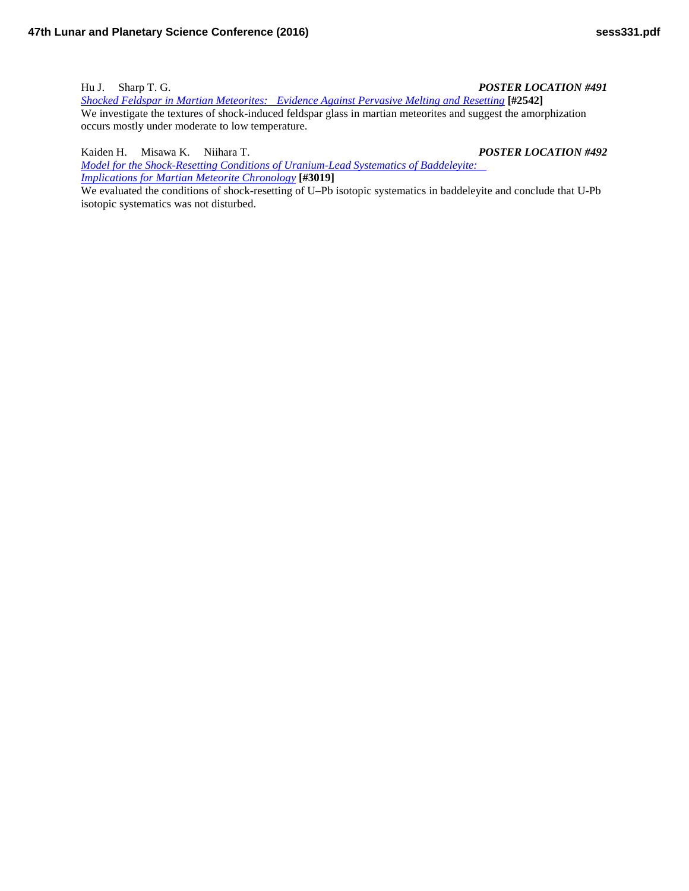Hu J. Sharp T. G. ***POSTER LOCATION #491***

*Shocked Feldspar in Martian Meteorites: Evidence Against Pervasive Melting and Resetting* **[#2542]**

We investigate the textures of shock-induced feldspar glass in martian meteorites and suggest the amorphization occurs mostly under moderate to low temperature.

Kaiden H. Misawa K. Niihara T. ***POSTER LOCATION #492***

*Model for the Shock-Resetting Conditions of Uranium-Lead Systematics of Baddeleyite: Implications for Martian Meteorite Chronology* **[#3019]**

We evaluated the conditions of shock-resetting of U–Pb isotopic systematics in baddeleyite and conclude that U-Pb isotopic systematics was not disturbed.